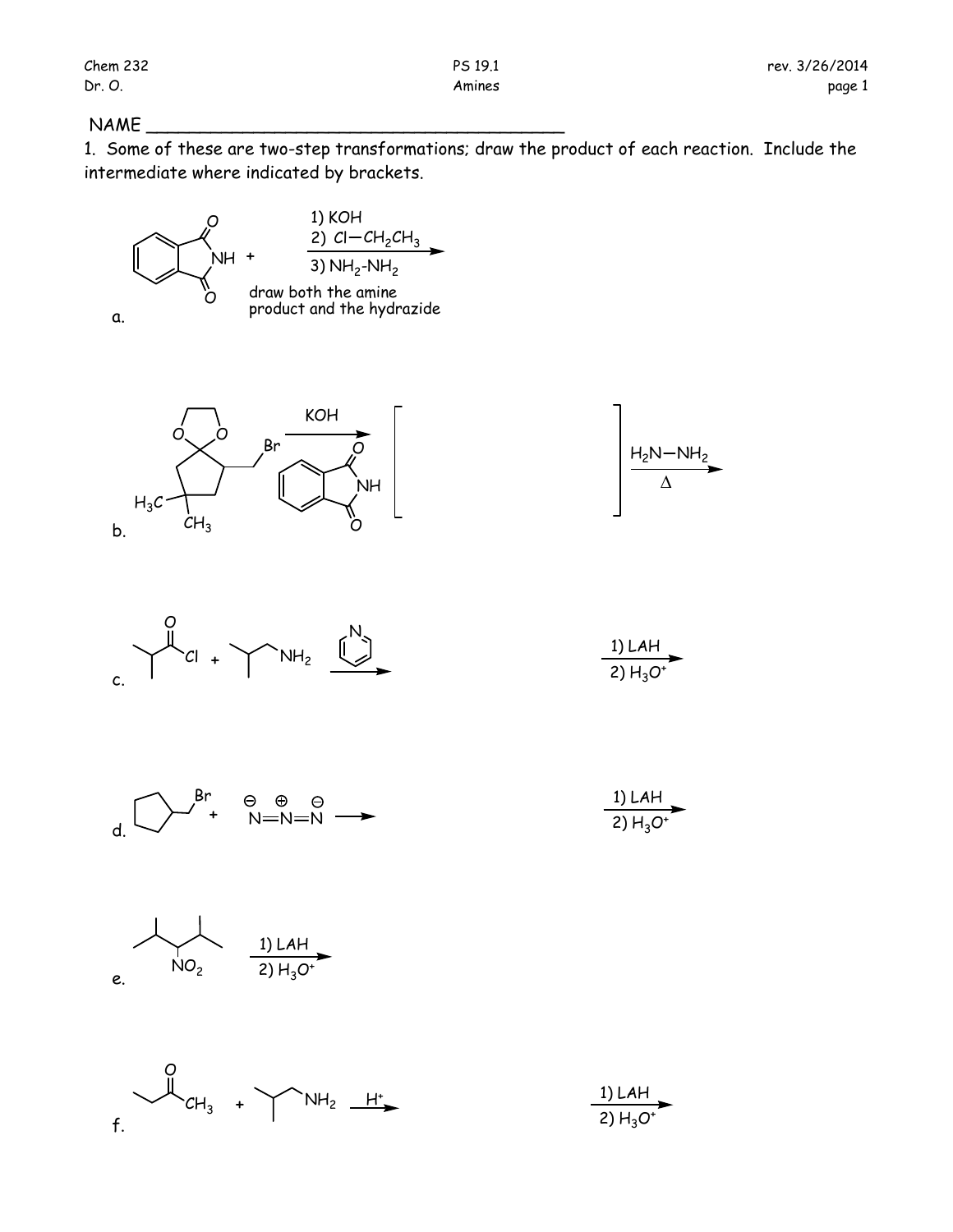NAME ___________________________________________

1. Some of these are two-step transformations; draw the product of each reaction. Include the intermediate where indicated by brackets.

a. 1) KOH; 2) $Cl{-}CH_2CH_3$; 3) $NH_2$-$NH_2$

draw both the amine product and the hydrazide

b. KOH [ ] $H_2N{-}NH_2$, $\Delta$

c. pyridine; 1) LAH; 2) $H_3O^+$

d. 1) LAH; 2) $H_3O^+$

e. 1) LAH; 2) $H_3O^+$

f. $H^+$; 1) LAH; 2) $H_3O^+$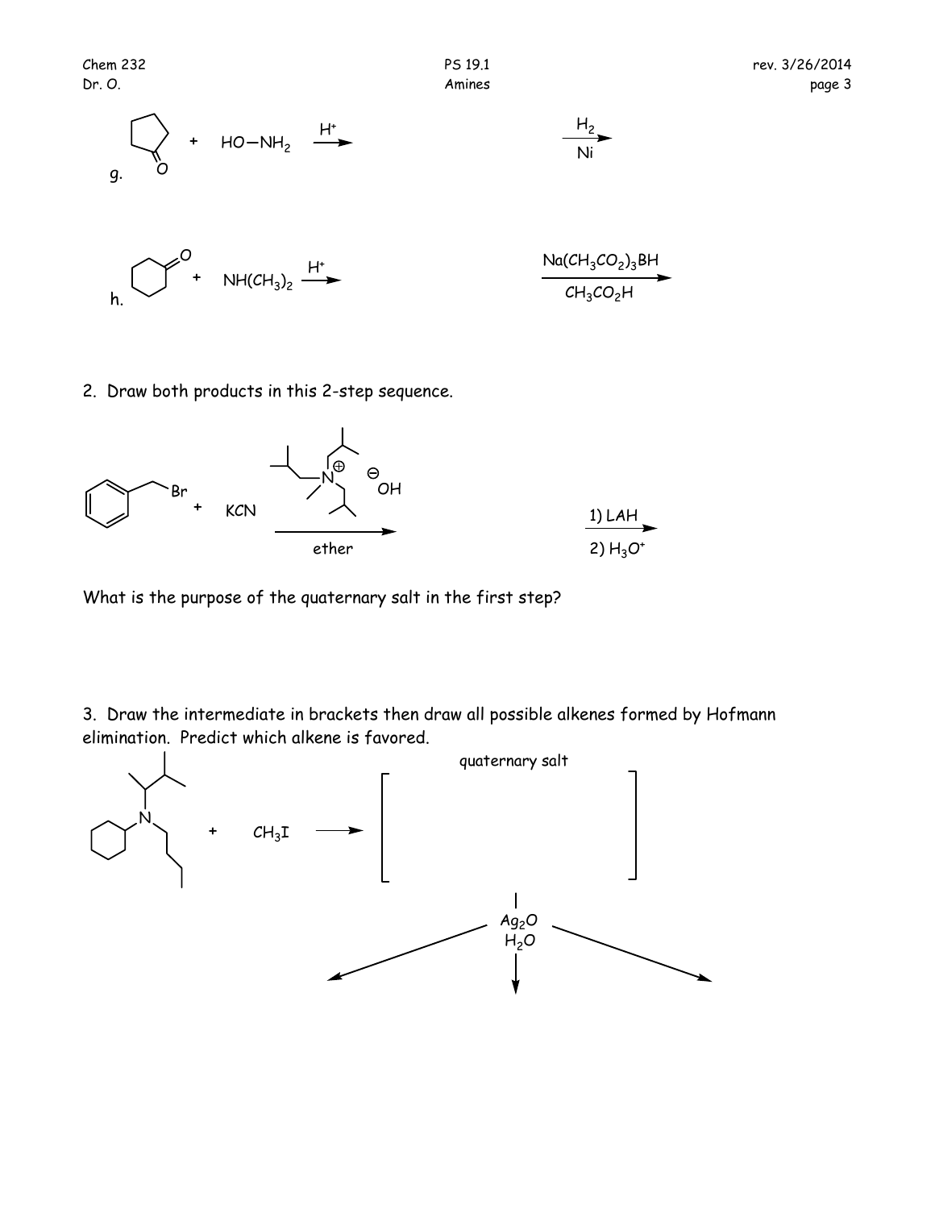g. (cyclopentanone) + HO—NH$_2$ $\xrightarrow{H^+}$ $\xrightarrow[Ni]{H_2}$

h. (cyclohexanone) + NH(CH$_3$)$_2$ $\xrightarrow{H^+}$ $\xrightarrow[CH_3CO_2H]{Na(CH_3CO_2)_3BH}$

2. Draw both products in this 2-step sequence.

(benzyl bromide) + KCN $\xrightarrow[\text{ether}]{\text{(quaternary ammonium salt)}^{\oplus}\ {}^{\ominus}OH}$ $\xrightarrow[2)\ H_3O^+]{1)\ LAH}$

What is the purpose of the quaternary salt in the first step?

3. Draw the intermediate in brackets then draw all possible alkenes formed by Hofmann elimination. Predict which alkene is favored.

(tertiary amine) + CH$_3$I → [ quaternary salt ]

$\downarrow$ Ag$_2$O, H$_2$O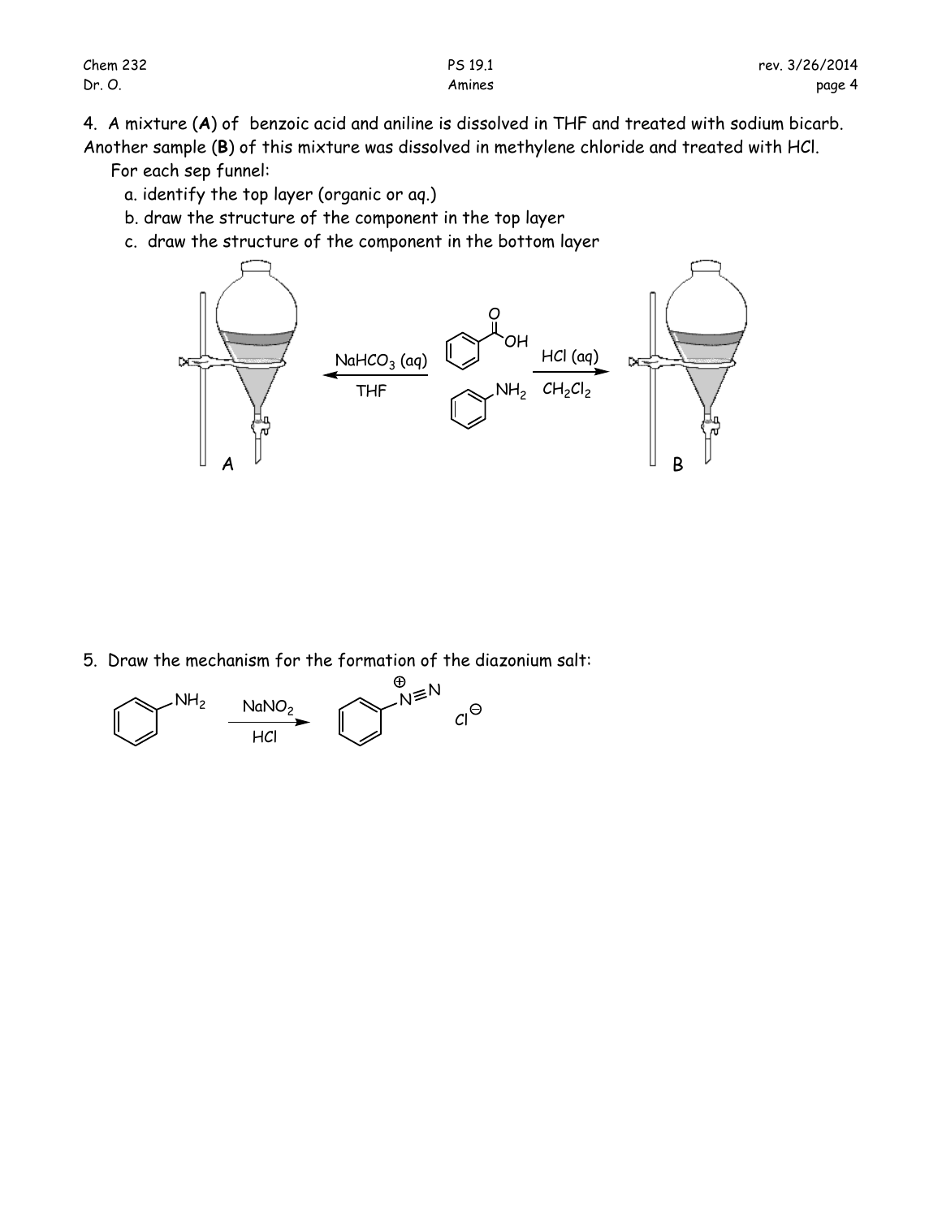4. A mixture (**A**) of benzoic acid and aniline is dissolved in THF and treated with sodium bicarb. Another sample (**B**) of this mixture was dissolved in methylene chloride and treated with HCl.

For each sep funnel:

a. identify the top layer (organic or aq.)

b. draw the structure of the component in the top layer

c. draw the structure of the component in the bottom layer

A ← $NaHCO_3$ (aq), THF — benzoic acid + aniline — HCl (aq), $CH_2Cl_2$ → B

5. Draw the mechanism for the formation of the diazonium salt:

$$PhNH_2 \xrightarrow[HCl]{NaNO_2} PhN^{\oplus}{\equiv}N \; Cl^{\ominus}$$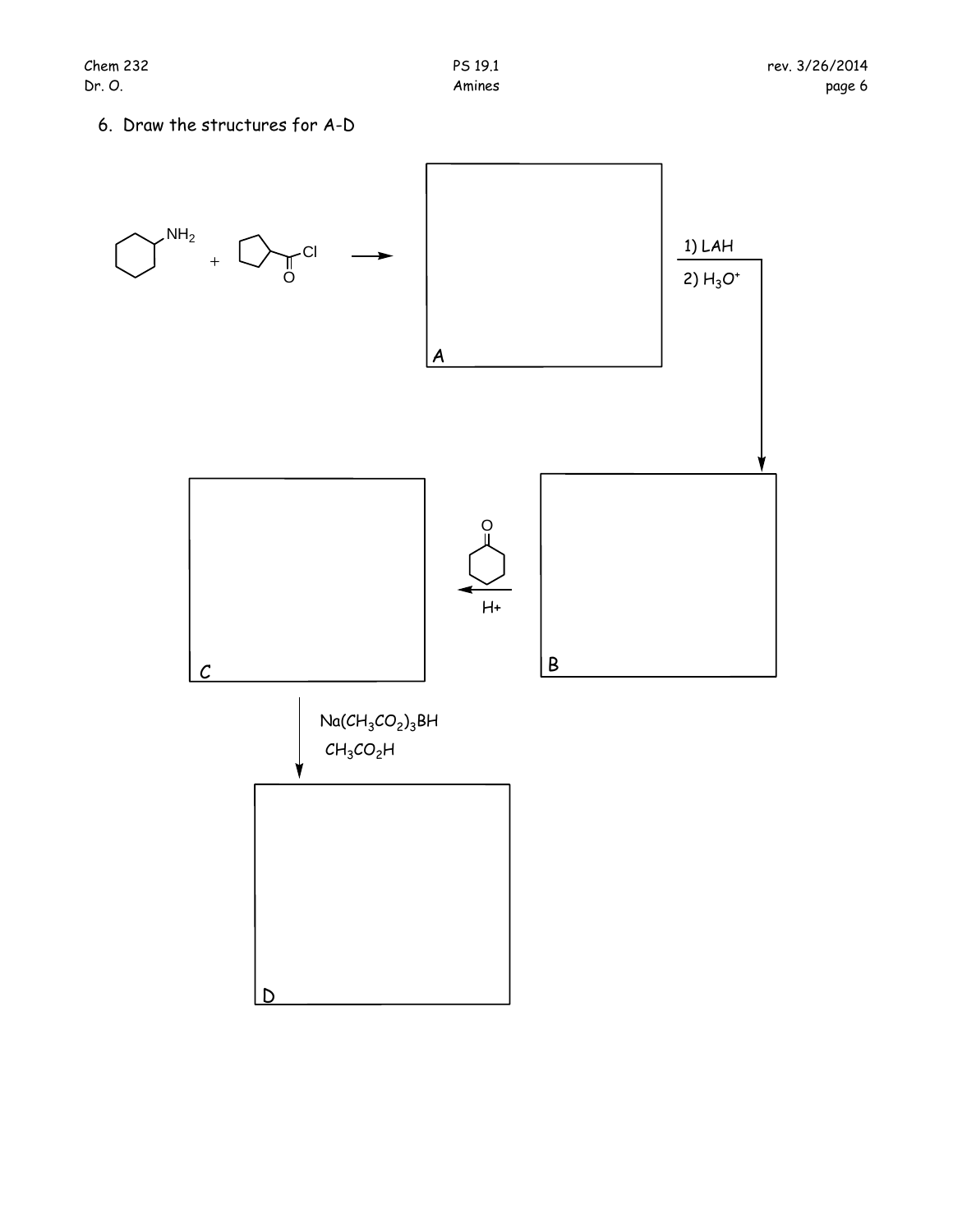6. Draw the structures for A-D

A

1) LAH

2) $H_3O^+$

B

H+

C

$Na(CH_3CO_2)_3BH$

$CH_3CO_2H$

D